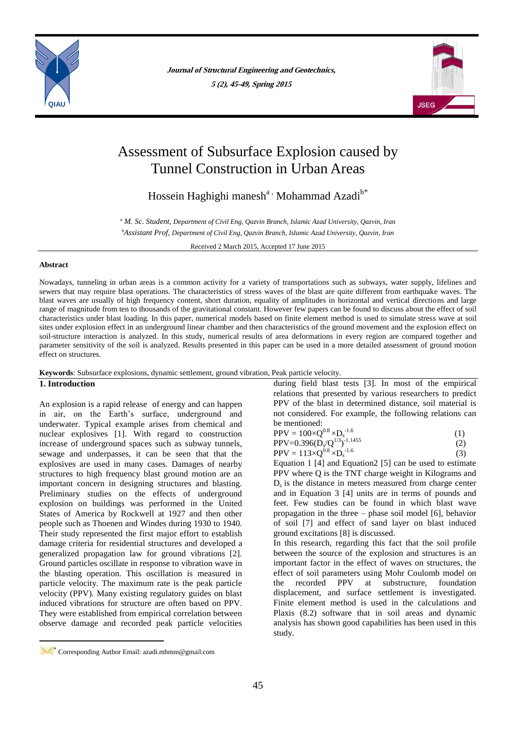# Assessment of Subsurface Explosion caused by Tunnel Construction in Urban Areas

Hossein Haghighi manesh[a], Mohammad Azadi[b*]

[a] M. Sc. Student, Department of Civil Eng, Qazvin Branch, Islamic Azad University, Qazvin, Iran

[b] Assistant Prof, Department of Civil Eng, Qazvin Branch, Islamic Azad University, Qazvin, Iran

Received 2 March 2015, Accepted 17 June 2015

### Abstract

Nowadays, tunneling in urban areas is a common activity for a variety of transportations such as subways, water supply, lifelines and sewers that may require blast operations. The characteristics of stress waves of the blast are quite different from earthquake waves. The blast waves are usually of high frequency content, short duration, equality of amplitudes in horizontal and vertical directions and large range of magnitude from ten to thousands of the gravitational constant. However few papers can be found to discuss about the effect of soil characteristics under blast loading. In this paper, numerical models based on finite element method is used to simulate stress wave at soil sites under explosion effect in an underground linear chamber and then characteristics of the ground movement and the explosion effect on soil-structure interaction is analyzed. In this study, numerical results of area deformations in every region are compared together and parameter sensitivity of the soil is analyzed. Results presented in this paper can be used in a more detailed assessment of ground motion effect on structures.

**Keywords**: Subsurface explosions, dynamic settlement, ground vibration, Peak particle velocity.

## 1. Introduction

An explosion is a rapid release of energy and can happen in air, on the Earth's surface, underground and underwater. Typical example arises from chemical and nuclear explosives [1]. With regard to construction increase of underground spaces such as subway tunnels, sewage and underpasses, it can be seen that that the explosives are used in many cases. Damages of nearby structures to high frequency blast ground motion are an important concern in designing structures and blasting. Preliminary studies on the effects of underground explosion on buildings was performed in the United States of America by Rockwell at 1927 and then other people such as Thoenen and Windes during 1930 to 1940. Their study represented the first major effort to establish damage criteria for residential structures and developed a generalized propagation law for ground vibrations [2]. Ground particles oscillate in response to vibration wave in the blasting operation. This oscillation is measured in particle velocity. The maximum rate is the peak particle velocity (PPV). Many existing regulatory guides on blast induced vibrations for structure are often based on PPV. They were established from empirical correlation between observe damage and recorded peak particle velocities during field blast tests [3]. In most of the empirical relations that presented by various researchers to predict PPV of the blast in determined distance, soil material is not considered. For example, the following relations can be mentioned:

$$PPV = 100 \times Q^{0.8} \times D_s^{-1.6} \quad (1)$$

$$PPV = 0.396(D_s/Q^{1/3})^{-1.1455} \quad (2)$$

$$PPV = 113 \times Q^{0.8} \times D_s^{-1.6} \quad (3)$$

Equation 1 [4] and Equation2 [5] can be used to estimate PPV where Q is the TNT charge weight in Kilograms and $D_s$ is the distance in meters measured from charge center and in Equation 3 [4] units are in terms of pounds and feet. Few studies can be found in which blast wave propagation in the three – phase soil model [6], behavior of soil [7] and effect of sand layer on blast induced ground excitations [8] is discussed.

In this research, regarding this fact that the soil profile between the source of the explosion and structures is an important factor in the effect of waves on structures, the effect of soil parameters using Mohr Coulomb model on the recorded PPV at substructure, foundation displacement, and surface settlement is investigated. Finite element method is used in the calculations and Plaxis (8.2) software that in soil areas and dynamic analysis has shown good capabilities has been used in this study.

---

\* Corresponding Author Email: azadi.mhmm@gmail.com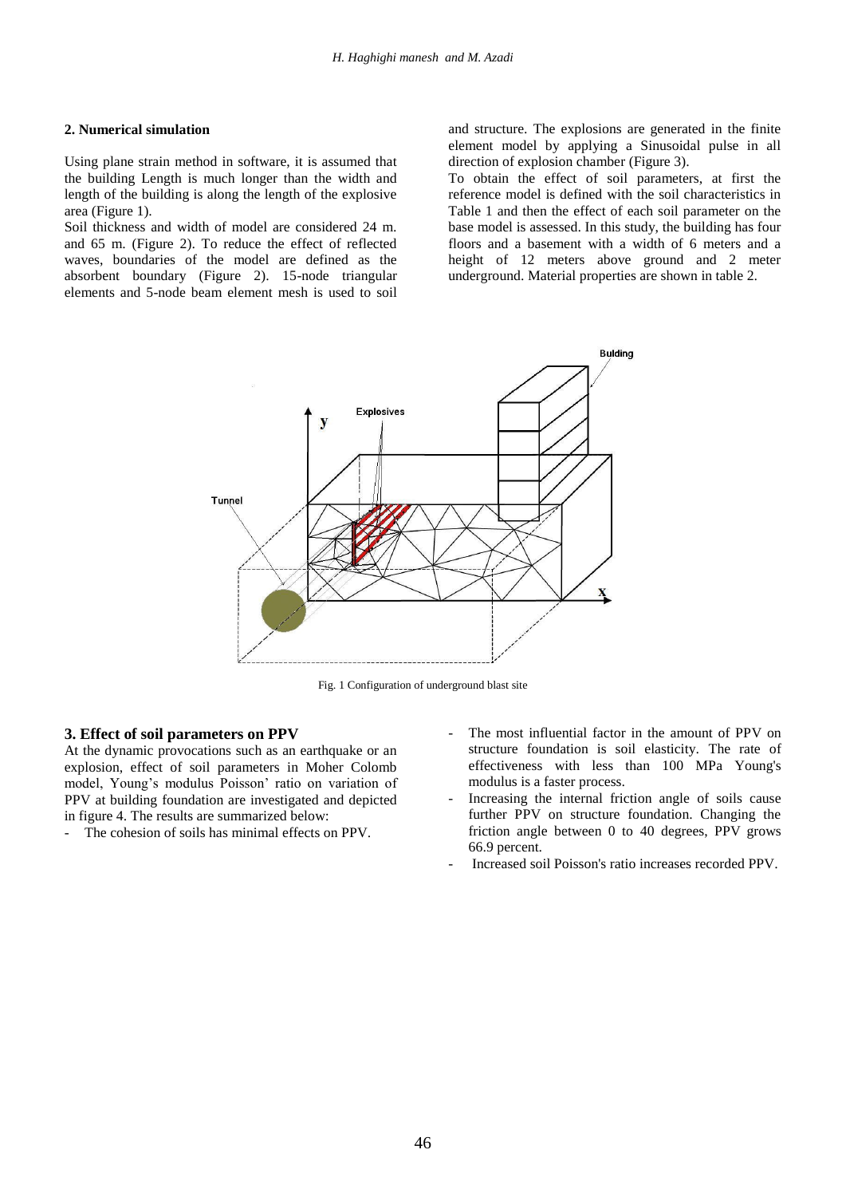## 2. Numerical simulation

Using plane strain method in software, it is assumed that the building Length is much longer than the width and length of the building is along the length of the explosive area (Figure 1).

Soil thickness and width of model are considered 24 m. and 65 m. (Figure 2). To reduce the effect of reflected waves, boundaries of the model are defined as the absorbent boundary (Figure 2). 15-node triangular elements and 5-node beam element mesh is used to soil and structure. The explosions are generated in the finite element model by applying a Sinusoidal pulse in all direction of explosion chamber (Figure 3).

To obtain the effect of soil parameters, at first the reference model is defined with the soil characteristics in Table 1 and then the effect of each soil parameter on the base model is assessed. In this study, the building has four floors and a basement with a width of 6 meters and a height of 12 meters above ground and 2 meter underground. Material properties are shown in table 2.

Fig. 1 Configuration of underground blast site

## 3. Effect of soil parameters on PPV

At the dynamic provocations such as an earthquake or an explosion, effect of soil parameters in Moher Colomb model, Young's modulus Poisson' ratio on variation of PPV at building foundation are investigated and depicted in figure 4. The results are summarized below:

- The cohesion of soils has minimal effects on PPV.
- The most influential factor in the amount of PPV on structure foundation is soil elasticity. The rate of effectiveness with less than 100 MPa Young's modulus is a faster process.
- Increasing the internal friction angle of soils cause further PPV on structure foundation. Changing the friction angle between 0 to 40 degrees, PPV grows 66.9 percent.
- Increased soil Poisson's ratio increases recorded PPV.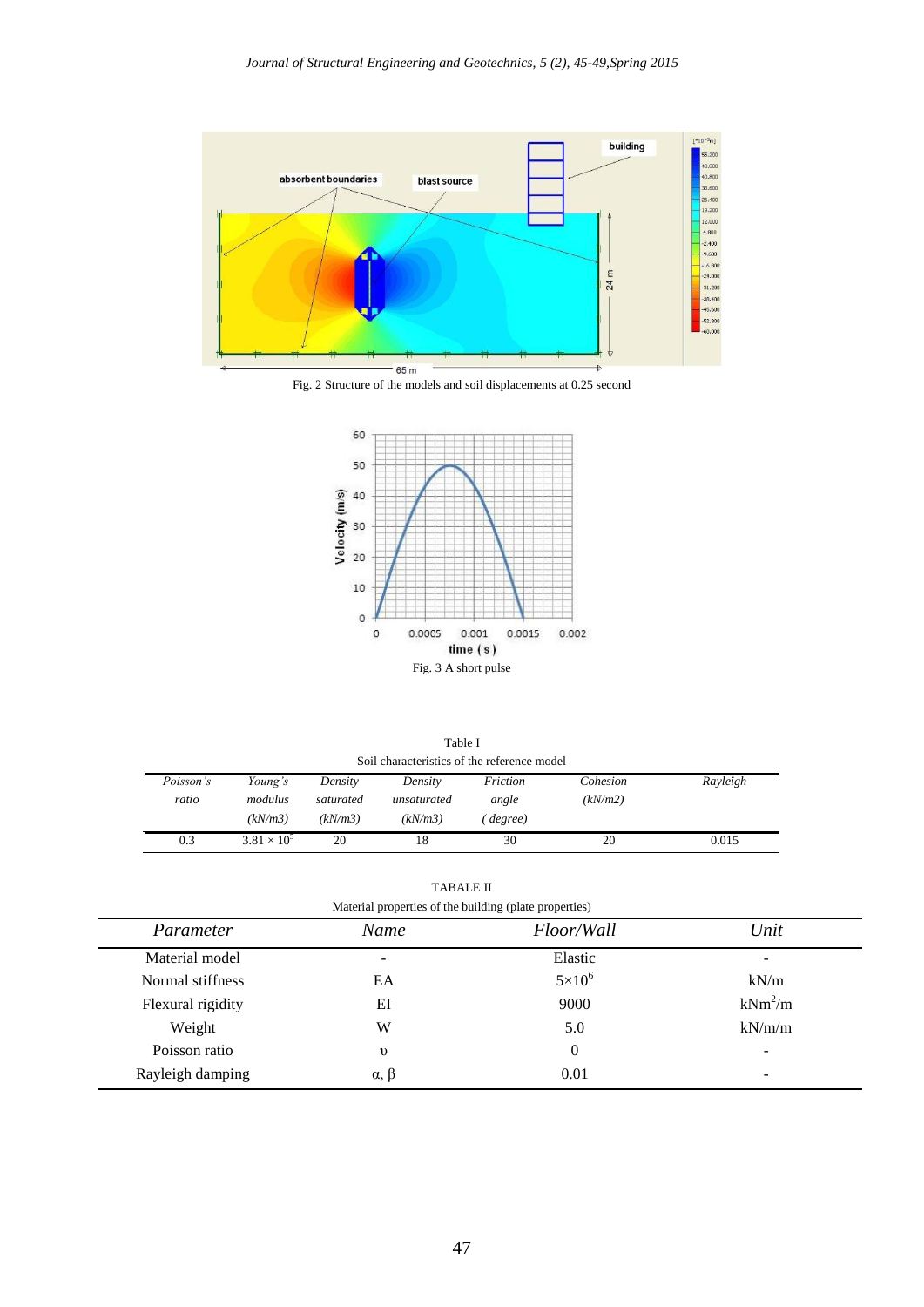Fig. 2 Structure of the models and soil displacements at 0.25 second

Fig. 3 A short pulse

Table I
Soil characteristics of the reference model

| *Poisson's ratio* | *Young's modulus (kN/m3)* | *Density saturated (kN/m3)* | *Density unsaturated (kN/m3)* | *Friction angle (degree)* | *Cohesion (kN/m2)* | *Rayleigh* |
|---|---|---|---|---|---|---|
| 0.3 | $3.81 \times 10^5$ | 20 | 18 | 30 | 20 | 0.015 |

TABALE II
Material properties of the building (plate properties)

| *Parameter* | *Name* | *Floor/Wall* | *Unit* |
|---|---|---|---|
| Material model | - | Elastic | - |
| Normal stiffness | EA | $5 \times 10^6$ | kN/m |
| Flexural rigidity | EI | 9000 | $kNm^2/m$ |
| Weight | W | 5.0 | kN/m/m |
| Poisson ratio | $\upsilon$ | 0 | - |
| Rayleigh damping | $\alpha$, $\beta$ | 0.01 | - |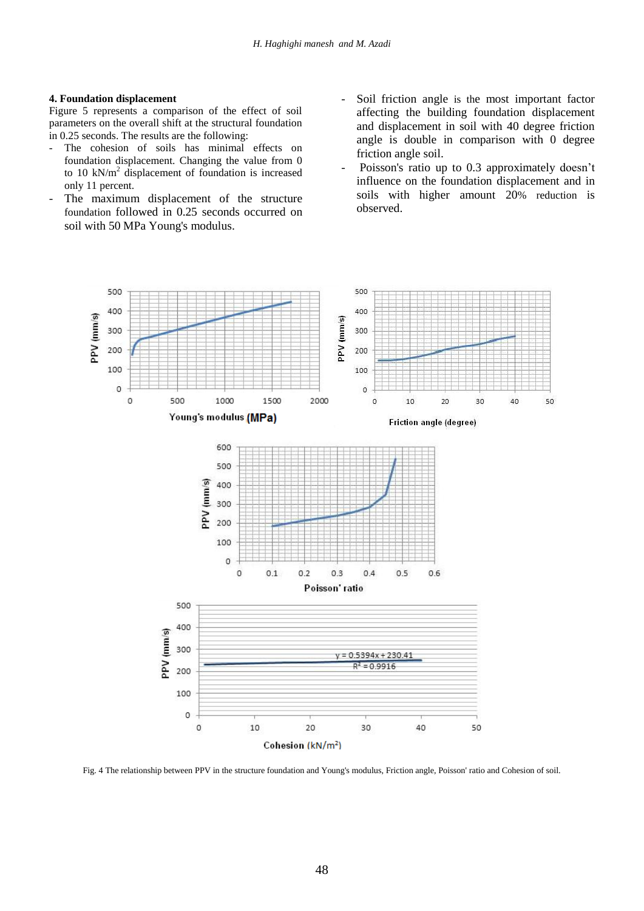### 4. Foundation displacement

Figure 5 represents a comparison of the effect of soil parameters on the overall shift at the structural foundation in 0.25 seconds. The results are the following:

- The cohesion of soils has minimal effects on foundation displacement. Changing the value from 0 to 10 kN/m$^2$ displacement of foundation is increased only 11 percent.
- The maximum displacement of the structure foundation followed in 0.25 seconds occurred on soil with 50 MPa Young's modulus.
- Soil friction angle is the most important factor affecting the building foundation displacement and displacement in soil with 40 degree friction angle is double in comparison with 0 degree friction angle soil.
- Poisson's ratio up to 0.3 approximately doesn't influence on the foundation displacement and in soils with higher amount 20% reduction is observed.

Fig. 4 The relationship between PPV in the structure foundation and Young's modulus, Friction angle, Poisson' ratio and Cohesion of soil.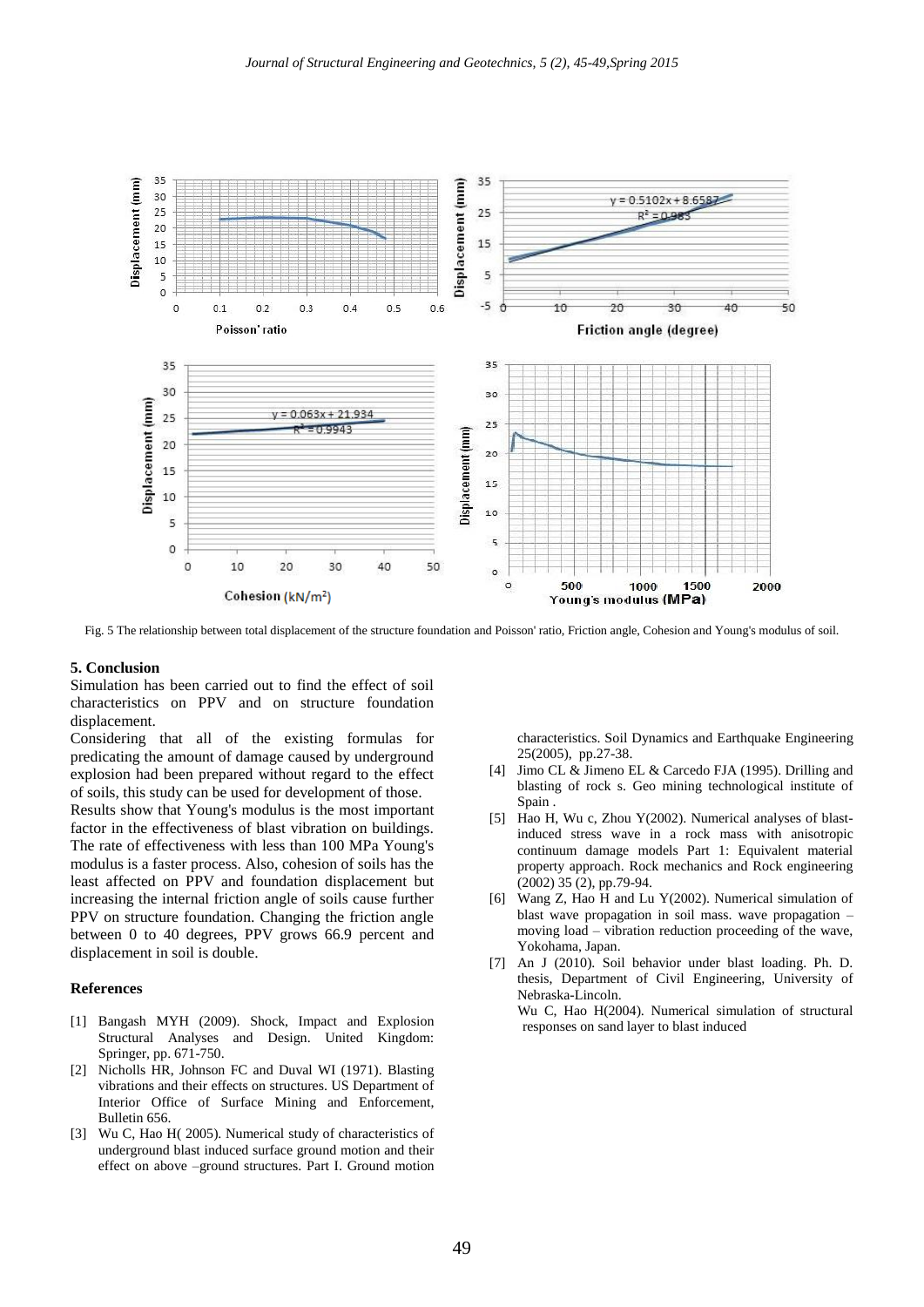Displacement (mm)

35
30
25
20
15
10
5
0

0 0.1 0.2 0.3 0.4 0.5 0.6

Poisson' ratio

Displacement (mm)

35
25
15
5
-5

0 10 20 30 40 50

Friction angle (degree)

y = 0.5102x + 8.6587
$R^2$ = 0.983

Displacement (mm)

35
30
25
20
15
10
5
0

0 10 20 30 40 50

Cohesion (kN/m$^2$)

y = 0.063x + 21.934
$R^2$ = 0.9943

Displacement (mm)

35
30
25
20
15
10
5
0

0 500 1000 1500 2000

Young's modulus (MPa)

Fig. 5 The relationship between total displacement of the structure foundation and Poisson' ratio, Friction angle, Cohesion and Young's modulus of soil.

## 5. Conclusion

Simulation has been carried out to find the effect of soil characteristics on PPV and on structure foundation displacement.

Considering that all of the existing formulas for predicating the amount of damage caused by underground explosion had been prepared without regard to the effect of soils, this study can be used for development of those.

Results show that Young's modulus is the most important factor in the effectiveness of blast vibration on buildings. The rate of effectiveness with less than 100 MPa Young's modulus is a faster process. Also, cohesion of soils has the least affected on PPV and foundation displacement but increasing the internal friction angle of soils cause further PPV on structure foundation. Changing the friction angle between 0 to 40 degrees, PPV grows 66.9 percent and displacement in soil is double.

## References

[1] Bangash MYH (2009). Shock, Impact and Explosion Structural Analyses and Design. United Kingdom: Springer, pp. 671-750.

[2] Nicholls HR, Johnson FC and Duval WI (1971). Blasting vibrations and their effects on structures. US Department of Interior Office of Surface Mining and Enforcement, Bulletin 656.

[3] Wu C, Hao H( 2005). Numerical study of characteristics of underground blast induced surface ground motion and their effect on above –ground structures. Part I. Ground motion characteristics. Soil Dynamics and Earthquake Engineering 25(2005), pp.27-38.

[4] Jimo CL & Jimeno EL & Carcedo FJA (1995). Drilling and blasting of rock s. Geo mining technological institute of Spain .

[5] Hao H, Wu c, Zhou Y(2002). Numerical analyses of blast-induced stress wave in a rock mass with anisotropic continuum damage models Part 1: Equivalent material property approach. Rock mechanics and Rock engineering (2002) 35 (2), pp.79-94.

[6] Wang Z, Hao H and Lu Y(2002). Numerical simulation of blast wave propagation in soil mass. wave propagation – moving load – vibration reduction proceeding of the wave, Yokohama, Japan.

[7] An J (2010). Soil behavior under blast loading. Ph. D. thesis, Department of Civil Engineering, University of Nebraska-Lincoln.

Wu C, Hao H(2004). Numerical simulation of structural responses on sand layer to blast induced